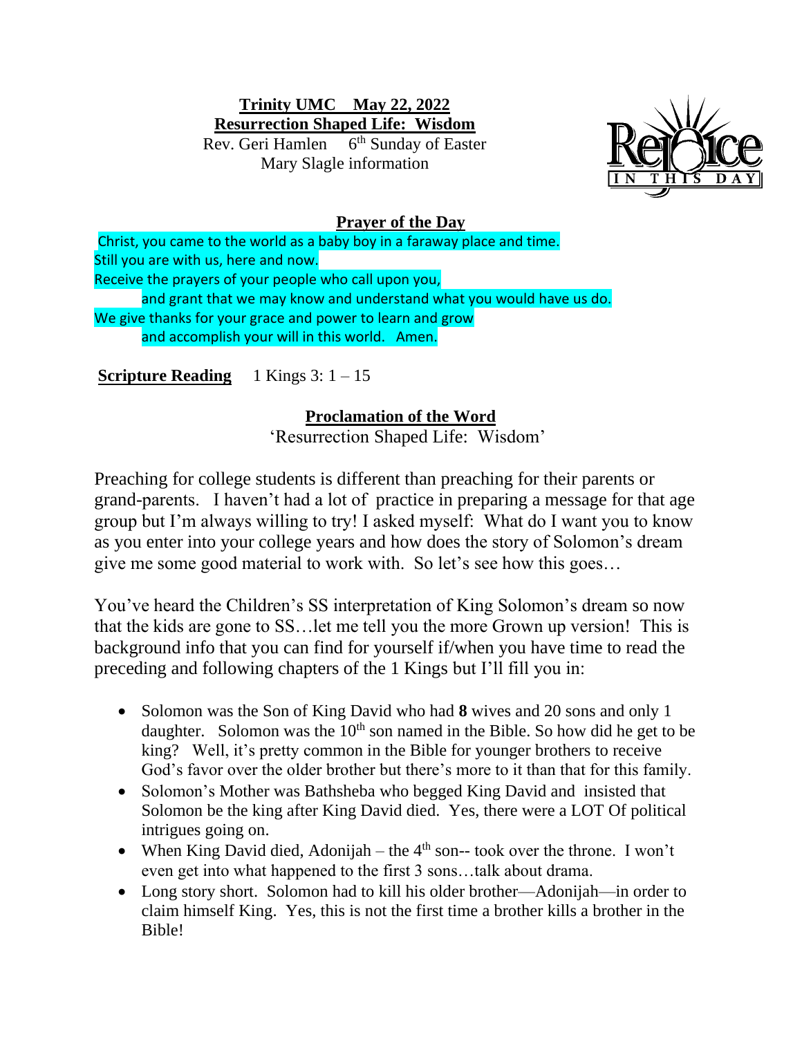**Trinity UMC May 22, 2022**
**Resurrection Shaped Life: Wisdom**
Rev. Geri Hamlen 6th Sunday of Easter
Mary Slagle information

## Prayer of the Day

Christ, you came to the world as a baby boy in a faraway place and time.
Still you are with us, here and now.
Receive the prayers of your people who call upon you,
and grant that we may know and understand what you would have us do.
We give thanks for your grace and power to learn and grow
and accomplish your will in this world. Amen.

**Scripture Reading** 1 Kings 3: 1 – 15

## Proclamation of the Word

'Resurrection Shaped Life: Wisdom'

Preaching for college students is different than preaching for their parents or grand-parents. I haven't had a lot of practice in preparing a message for that age group but I'm always willing to try! I asked myself: What do I want you to know as you enter into your college years and how does the story of Solomon's dream give me some good material to work with. So let's see how this goes…

You've heard the Children's SS interpretation of King Solomon's dream so now that the kids are gone to SS…let me tell you the more Grown up version! This is background info that you can find for yourself if/when you have time to read the preceding and following chapters of the 1 Kings but I'll fill you in:

- Solomon was the Son of King David who had **8** wives and 20 sons and only 1 daughter. Solomon was the 10th son named in the Bible. So how did he get to be king? Well, it's pretty common in the Bible for younger brothers to receive God's favor over the older brother but there's more to it than that for this family.
- Solomon's Mother was Bathsheba who begged King David and insisted that Solomon be the king after King David died. Yes, there were a LOT Of political intrigues going on.
- When King David died, Adonijah – the 4th son-- took over the throne. I won't even get into what happened to the first 3 sons…talk about drama.
- Long story short. Solomon had to kill his older brother—Adonijah—in order to claim himself King. Yes, this is not the first time a brother kills a brother in the Bible!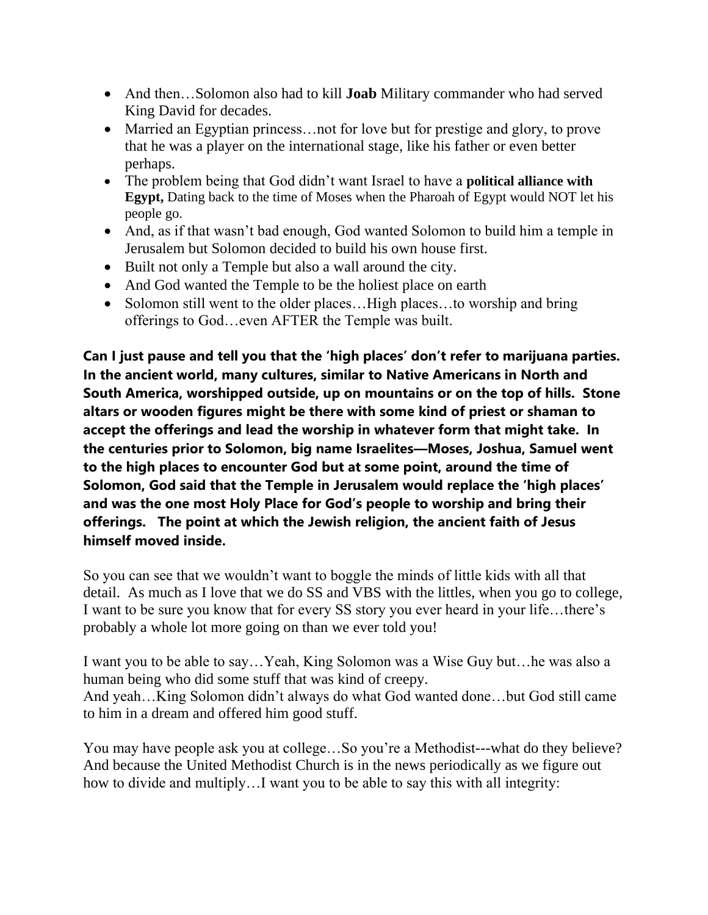- And then…Solomon also had to kill **Joab** Military commander who had served King David for decades.
- Married an Egyptian princess…not for love but for prestige and glory, to prove that he was a player on the international stage, like his father or even better perhaps.
- The problem being that God didn't want Israel to have a **political alliance with Egypt,** Dating back to the time of Moses when the Pharoah of Egypt would NOT let his people go.
- And, as if that wasn't bad enough, God wanted Solomon to build him a temple in Jerusalem but Solomon decided to build his own house first.
- Built not only a Temple but also a wall around the city.
- And God wanted the Temple to be the holiest place on earth
- Solomon still went to the older places…High places…to worship and bring offerings to God…even AFTER the Temple was built.

**Can I just pause and tell you that the 'high places' don't refer to marijuana parties. In the ancient world, many cultures, similar to Native Americans in North and South America, worshipped outside, up on mountains or on the top of hills. Stone altars or wooden figures might be there with some kind of priest or shaman to accept the offerings and lead the worship in whatever form that might take. In the centuries prior to Solomon, big name Israelites—Moses, Joshua, Samuel went to the high places to encounter God but at some point, around the time of Solomon, God said that the Temple in Jerusalem would replace the 'high places' and was the one most Holy Place for God's people to worship and bring their offerings. The point at which the Jewish religion, the ancient faith of Jesus himself moved inside.**

So you can see that we wouldn't want to boggle the minds of little kids with all that detail. As much as I love that we do SS and VBS with the littles, when you go to college, I want to be sure you know that for every SS story you ever heard in your life…there's probably a whole lot more going on than we ever told you!

I want you to be able to say…Yeah, King Solomon was a Wise Guy but…he was also a human being who did some stuff that was kind of creepy.
And yeah…King Solomon didn't always do what God wanted done…but God still came to him in a dream and offered him good stuff.

You may have people ask you at college…So you're a Methodist---what do they believe? And because the United Methodist Church is in the news periodically as we figure out how to divide and multiply…I want you to be able to say this with all integrity: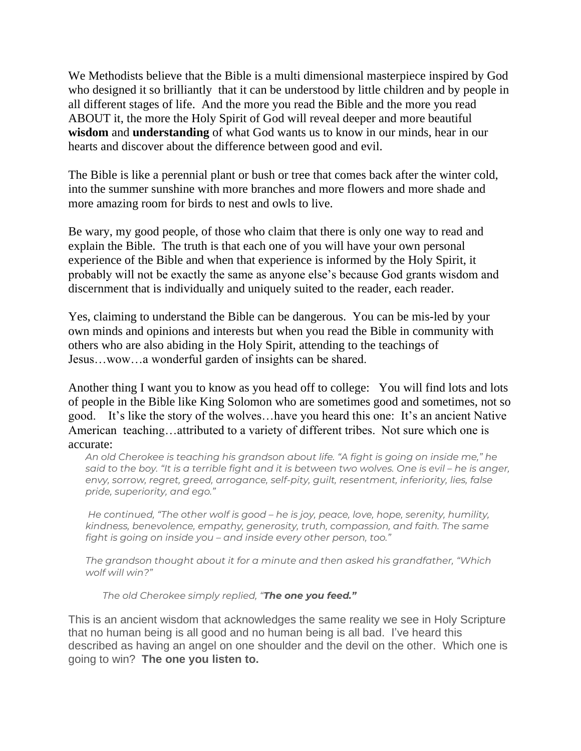We Methodists believe that the Bible is a multi dimensional masterpiece inspired by God who designed it so brilliantly that it can be understood by little children and by people in all different stages of life. And the more you read the Bible and the more you read ABOUT it, the more the Holy Spirit of God will reveal deeper and more beautiful **wisdom** and **understanding** of what God wants us to know in our minds, hear in our hearts and discover about the difference between good and evil.

The Bible is like a perennial plant or bush or tree that comes back after the winter cold, into the summer sunshine with more branches and more flowers and more shade and more amazing room for birds to nest and owls to live.

Be wary, my good people, of those who claim that there is only one way to read and explain the Bible. The truth is that each one of you will have your own personal experience of the Bible and when that experience is informed by the Holy Spirit, it probably will not be exactly the same as anyone else's because God grants wisdom and discernment that is individually and uniquely suited to the reader, each reader.

Yes, claiming to understand the Bible can be dangerous. You can be mis-led by your own minds and opinions and interests but when you read the Bible in community with others who are also abiding in the Holy Spirit, attending to the teachings of Jesus…wow…a wonderful garden of insights can be shared.

Another thing I want you to know as you head off to college: You will find lots and lots of people in the Bible like King Solomon who are sometimes good and sometimes, not so good. It's like the story of the wolves…have you heard this one: It's an ancient Native American teaching…attributed to a variety of different tribes. Not sure which one is accurate:

> *An old Cherokee is teaching his grandson about life. "A fight is going on inside me," he said to the boy. "It is a terrible fight and it is between two wolves. One is evil – he is anger, envy, sorrow, regret, greed, arrogance, self-pity, guilt, resentment, inferiority, lies, false pride, superiority, and ego."*
>
> *He continued, "The other wolf is good – he is joy, peace, love, hope, serenity, humility, kindness, benevolence, empathy, generosity, truth, compassion, and faith. The same fight is going on inside you – and inside every other person, too."*
>
> *The grandson thought about it for a minute and then asked his grandfather, "Which wolf will win?"*
>
> *The old Cherokee simply replied, "**The one you feed.**"*

This is an ancient wisdom that acknowledges the same reality we see in Holy Scripture that no human being is all good and no human being is all bad. I've heard this described as having an angel on one shoulder and the devil on the other. Which one is going to win? **The one you listen to.**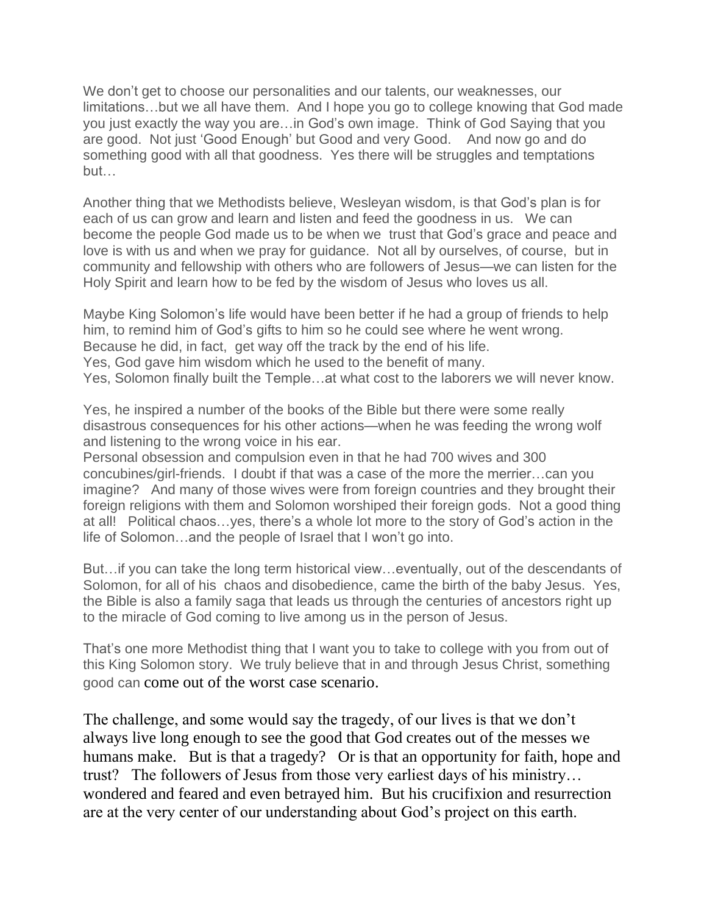We don't get to choose our personalities and our talents, our weaknesses, our limitations…but we all have them. And I hope you go to college knowing that God made you just exactly the way you are…in God's own image. Think of God Saying that you are good. Not just 'Good Enough' but Good and very Good. And now go and do something good with all that goodness. Yes there will be struggles and temptations but…

Another thing that we Methodists believe, Wesleyan wisdom, is that God's plan is for each of us can grow and learn and listen and feed the goodness in us. We can become the people God made us to be when we trust that God's grace and peace and love is with us and when we pray for guidance. Not all by ourselves, of course, but in community and fellowship with others who are followers of Jesus—we can listen for the Holy Spirit and learn how to be fed by the wisdom of Jesus who loves us all.

Maybe King Solomon's life would have been better if he had a group of friends to help him, to remind him of God's gifts to him so he could see where he went wrong. Because he did, in fact, get way off the track by the end of his life.
Yes, God gave him wisdom which he used to the benefit of many.
Yes, Solomon finally built the Temple…at what cost to the laborers we will never know.

Yes, he inspired a number of the books of the Bible but there were some really disastrous consequences for his other actions—when he was feeding the wrong wolf and listening to the wrong voice in his ear.
Personal obsession and compulsion even in that he had 700 wives and 300 concubines/girl-friends. I doubt if that was a case of the more the merrier…can you imagine? And many of those wives were from foreign countries and they brought their foreign religions with them and Solomon worshiped their foreign gods. Not a good thing at all! Political chaos…yes, there's a whole lot more to the story of God's action in the life of Solomon…and the people of Israel that I won't go into.

But…if you can take the long term historical view…eventually, out of the descendants of Solomon, for all of his chaos and disobedience, came the birth of the baby Jesus. Yes, the Bible is also a family saga that leads us through the centuries of ancestors right up to the miracle of God coming to live among us in the person of Jesus.

That's one more Methodist thing that I want you to take to college with you from out of this King Solomon story. We truly believe that in and through Jesus Christ, something good can come out of the worst case scenario.

The challenge, and some would say the tragedy, of our lives is that we don't always live long enough to see the good that God creates out of the messes we humans make. But is that a tragedy? Or is that an opportunity for faith, hope and trust? The followers of Jesus from those very earliest days of his ministry… wondered and feared and even betrayed him. But his crucifixion and resurrection are at the very center of our understanding about God's project on this earth.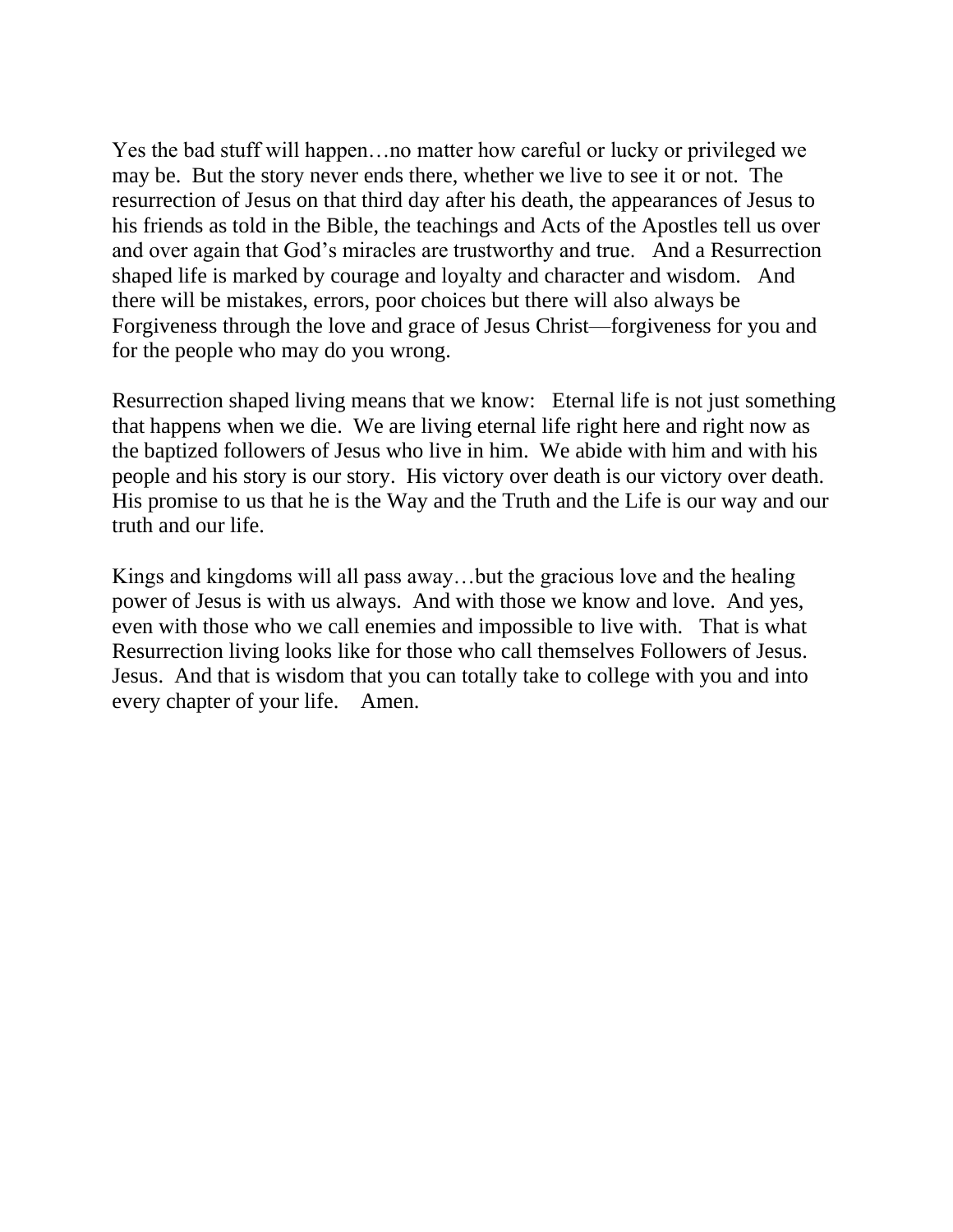Yes the bad stuff will happen…no matter how careful or lucky or privileged we may be. But the story never ends there, whether we live to see it or not. The resurrection of Jesus on that third day after his death, the appearances of Jesus to his friends as told in the Bible, the teachings and Acts of the Apostles tell us over and over again that God's miracles are trustworthy and true. And a Resurrection shaped life is marked by courage and loyalty and character and wisdom. And there will be mistakes, errors, poor choices but there will also always be Forgiveness through the love and grace of Jesus Christ—forgiveness for you and for the people who may do you wrong.

Resurrection shaped living means that we know: Eternal life is not just something that happens when we die. We are living eternal life right here and right now as the baptized followers of Jesus who live in him. We abide with him and with his people and his story is our story. His victory over death is our victory over death. His promise to us that he is the Way and the Truth and the Life is our way and our truth and our life.

Kings and kingdoms will all pass away…but the gracious love and the healing power of Jesus is with us always. And with those we know and love. And yes, even with those who we call enemies and impossible to live with. That is what Resurrection living looks like for those who call themselves Followers of Jesus. Jesus. And that is wisdom that you can totally take to college with you and into every chapter of your life. Amen.